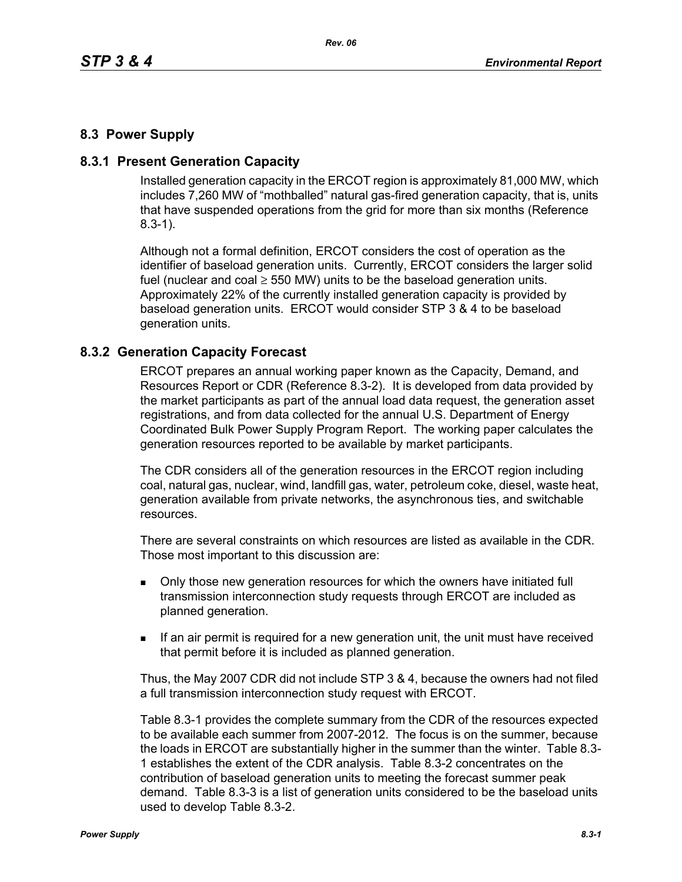## 8.3 Power Supply

### 8.3.1 Present Generation Capacity

Installed generation capacity in the ERCOT region is approximately 81,000 MW, which includes 7,260 MW of "mothballed" natural gas-fired generation capacity, that is, units that have suspended operations from the grid for more than six months (Reference 8.3-1).

Although not a formal definition, ERCOT considers the cost of operation as the identifier of baseload generation units. Currently, ERCOT considers the larger solid fuel (nuclear and coal ≥ 550 MW) units to be the baseload generation units. Approximately 22% of the currently installed generation capacity is provided by baseload generation units. ERCOT would consider STP 3 & 4 to be baseload generation units.

### 8.3.2 Generation Capacity Forecast

ERCOT prepares an annual working paper known as the Capacity, Demand, and Resources Report or CDR (Reference 8.3-2). It is developed from data provided by the market participants as part of the annual load data request, the generation asset registrations, and from data collected for the annual U.S. Department of Energy Coordinated Bulk Power Supply Program Report. The working paper calculates the generation resources reported to be available by market participants.

The CDR considers all of the generation resources in the ERCOT region including coal, natural gas, nuclear, wind, landfill gas, water, petroleum coke, diesel, waste heat, generation available from private networks, the asynchronous ties, and switchable resources.

There are several constraints on which resources are listed as available in the CDR. Those most important to this discussion are:

- Only those new generation resources for which the owners have initiated full transmission interconnection study requests through ERCOT are included as planned generation.
- If an air permit is required for a new generation unit, the unit must have received that permit before it is included as planned generation.

Thus, the May 2007 CDR did not include STP 3 & 4, because the owners had not filed a full transmission interconnection study request with ERCOT.

Table 8.3-1 provides the complete summary from the CDR of the resources expected to be available each summer from 2007-2012. The focus is on the summer, because the loads in ERCOT are substantially higher in the summer than the winter. Table 8.3-1 establishes the extent of the CDR analysis. Table 8.3-2 concentrates on the contribution of baseload generation units to meeting the forecast summer peak demand. Table 8.3-3 is a list of generation units considered to be the baseload units used to develop Table 8.3-2.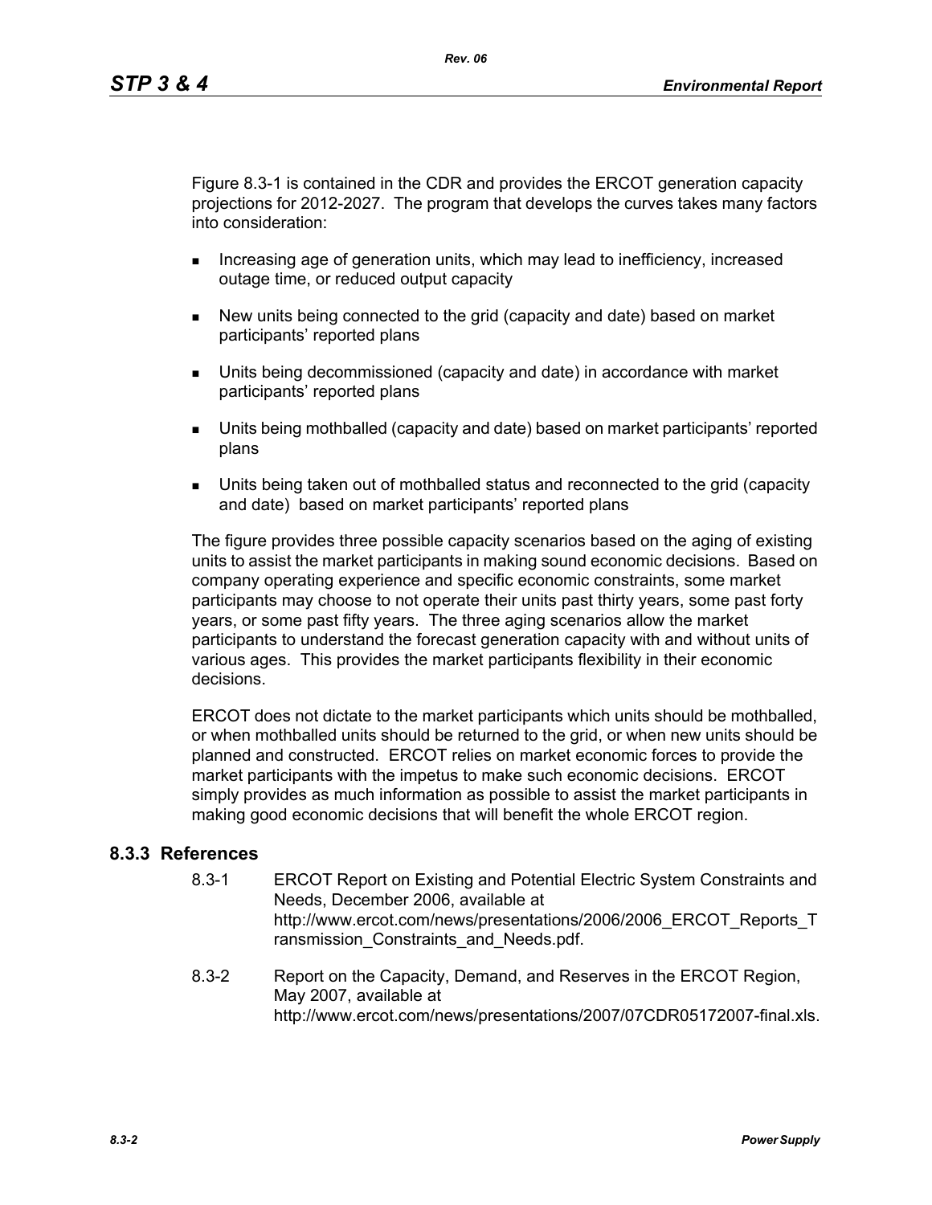Figure 8.3-1 is contained in the CDR and provides the ERCOT generation capacity projections for 2012-2027. The program that develops the curves takes many factors into consideration:

- Increasing age of generation units, which may lead to inefficiency, increased outage time, or reduced output capacity
- New units being connected to the grid (capacity and date) based on market participants' reported plans
- Units being decommissioned (capacity and date) in accordance with market participants' reported plans
- Units being mothballed (capacity and date) based on market participants' reported plans
- Units being taken out of mothballed status and reconnected to the grid (capacity and date) based on market participants' reported plans

The figure provides three possible capacity scenarios based on the aging of existing units to assist the market participants in making sound economic decisions. Based on company operating experience and specific economic constraints, some market participants may choose to not operate their units past thirty years, some past forty years, or some past fifty years. The three aging scenarios allow the market participants to understand the forecast generation capacity with and without units of various ages. This provides the market participants flexibility in their economic decisions.

ERCOT does not dictate to the market participants which units should be mothballed, or when mothballed units should be returned to the grid, or when new units should be planned and constructed. ERCOT relies on market economic forces to provide the market participants with the impetus to make such economic decisions. ERCOT simply provides as much information as possible to assist the market participants in making good economic decisions that will benefit the whole ERCOT region.

### 8.3.3 References

8.3-1 ERCOT Report on Existing and Potential Electric System Constraints and Needs, December 2006, available at http://www.ercot.com/news/presentations/2006/2006_ERCOT_Reports_Transmission_Constraints_and_Needs.pdf.

8.3-2 Report on the Capacity, Demand, and Reserves in the ERCOT Region, May 2007, available at http://www.ercot.com/news/presentations/2007/07CDR05172007-final.xls.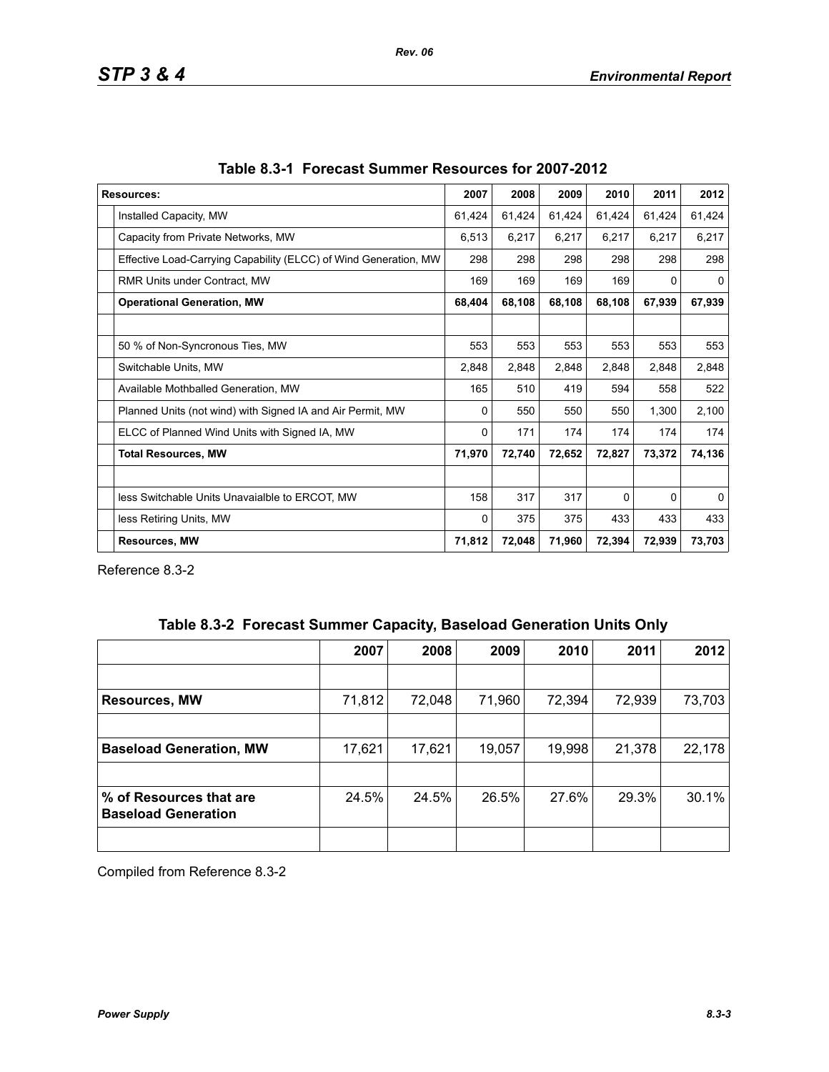**Table 8.3-1 Forecast Summer Resources for 2007-2012**

| Resources: | 2007 | 2008 | 2009 | 2010 | 2011 | 2012 |
|---|---|---|---|---|---|---|
| Installed Capacity, MW | 61,424 | 61,424 | 61,424 | 61,424 | 61,424 | 61,424 |
| Capacity from Private Networks, MW | 6,513 | 6,217 | 6,217 | 6,217 | 6,217 | 6,217 |
| Effective Load-Carrying Capability (ELCC) of Wind Generation, MW | 298 | 298 | 298 | 298 | 298 | 298 |
| RMR Units under Contract, MW | 169 | 169 | 169 | 169 | 0 | 0 |
| **Operational Generation, MW** | **68,404** | **68,108** | **68,108** | **68,108** | **67,939** | **67,939** |
| | | | | | | |
| 50 % of Non-Syncronous Ties, MW | 553 | 553 | 553 | 553 | 553 | 553 |
| Switchable Units, MW | 2,848 | 2,848 | 2,848 | 2,848 | 2,848 | 2,848 |
| Available Mothballed Generation, MW | 165 | 510 | 419 | 594 | 558 | 522 |
| Planned Units (not wind) with Signed IA and Air Permit, MW | 0 | 550 | 550 | 550 | 1,300 | 2,100 |
| ELCC of Planned Wind Units with Signed IA, MW | 0 | 171 | 174 | 174 | 174 | 174 |
| **Total Resources, MW** | **71,970** | **72,740** | **72,652** | **72,827** | **73,372** | **74,136** |
| | | | | | | |
| less Switchable Units Unavaialble to ERCOT, MW | 158 | 317 | 317 | 0 | 0 | 0 |
| less Retiring Units, MW | 0 | 375 | 375 | 433 | 433 | 433 |
| **Resources, MW** | **71,812** | **72,048** | **71,960** | **72,394** | **72,939** | **73,703** |

Reference 8.3-2

**Table 8.3-2 Forecast Summer Capacity, Baseload Generation Units Only**

| | 2007 | 2008 | 2009 | 2010 | 2011 | 2012 |
|---|---|---|---|---|---|---|
| | | | | | | |
| **Resources, MW** | 71,812 | 72,048 | 71,960 | 72,394 | 72,939 | 73,703 |
| | | | | | | |
| **Baseload Generation, MW** | 17,621 | 17,621 | 19,057 | 19,998 | 21,378 | 22,178 |
| | | | | | | |
| **% of Resources that are Baseload Generation** | 24.5% | 24.5% | 26.5% | 27.6% | 29.3% | 30.1% |
| | | | | | | |

Compiled from Reference 8.3-2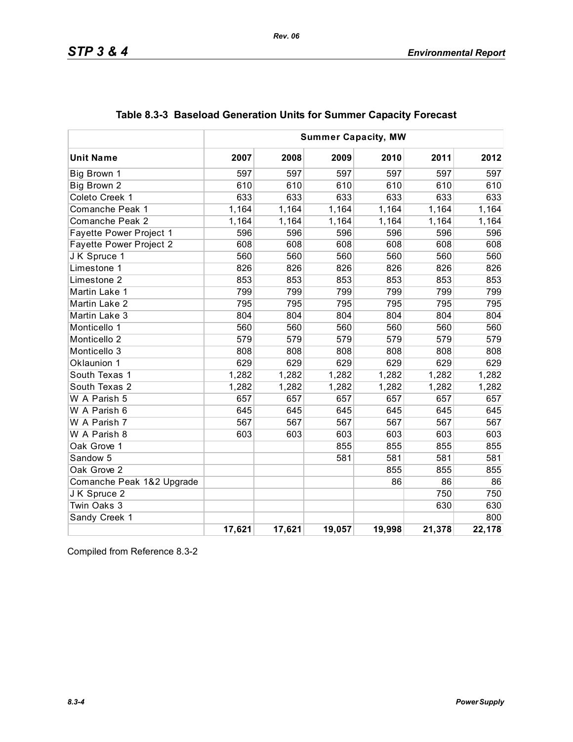## Table 8.3-3 Baseload Generation Units for Summer Capacity Forecast

| | Summer Capacity, MW | | | | | |
|---|---|---|---|---|---|---|
| **Unit Name** | **2007** | **2008** | **2009** | **2010** | **2011** | **2012** |
| Big Brown 1 | 597 | 597 | 597 | 597 | 597 | 597 |
| Big Brown 2 | 610 | 610 | 610 | 610 | 610 | 610 |
| Coleto Creek 1 | 633 | 633 | 633 | 633 | 633 | 633 |
| Comanche Peak 1 | 1,164 | 1,164 | 1,164 | 1,164 | 1,164 | 1,164 |
| Comanche Peak 2 | 1,164 | 1,164 | 1,164 | 1,164 | 1,164 | 1,164 |
| Fayette Power Project 1 | 596 | 596 | 596 | 596 | 596 | 596 |
| Fayette Power Project 2 | 608 | 608 | 608 | 608 | 608 | 608 |
| J K Spruce 1 | 560 | 560 | 560 | 560 | 560 | 560 |
| Limestone 1 | 826 | 826 | 826 | 826 | 826 | 826 |
| Limestone 2 | 853 | 853 | 853 | 853 | 853 | 853 |
| Martin Lake 1 | 799 | 799 | 799 | 799 | 799 | 799 |
| Martin Lake 2 | 795 | 795 | 795 | 795 | 795 | 795 |
| Martin Lake 3 | 804 | 804 | 804 | 804 | 804 | 804 |
| Monticello 1 | 560 | 560 | 560 | 560 | 560 | 560 |
| Monticello 2 | 579 | 579 | 579 | 579 | 579 | 579 |
| Monticello 3 | 808 | 808 | 808 | 808 | 808 | 808 |
| Oklaunion 1 | 629 | 629 | 629 | 629 | 629 | 629 |
| South Texas 1 | 1,282 | 1,282 | 1,282 | 1,282 | 1,282 | 1,282 |
| South Texas 2 | 1,282 | 1,282 | 1,282 | 1,282 | 1,282 | 1,282 |
| W A Parish 5 | 657 | 657 | 657 | 657 | 657 | 657 |
| W A Parish 6 | 645 | 645 | 645 | 645 | 645 | 645 |
| W A Parish 7 | 567 | 567 | 567 | 567 | 567 | 567 |
| W A Parish 8 | 603 | 603 | 603 | 603 | 603 | 603 |
| Oak Grove 1 | | | 855 | 855 | 855 | 855 |
| Sandow 5 | | | 581 | 581 | 581 | 581 |
| Oak Grove 2 | | | | 855 | 855 | 855 |
| Comanche Peak 1&2 Upgrade | | | | 86 | 86 | 86 |
| J K Spruce 2 | | | | | 750 | 750 |
| Twin Oaks 3 | | | | | 630 | 630 |
| Sandy Creek 1 | | | | | | 800 |
| | **17,621** | **17,621** | **19,057** | **19,998** | **21,378** | **22,178** |

Compiled from Reference 8.3-2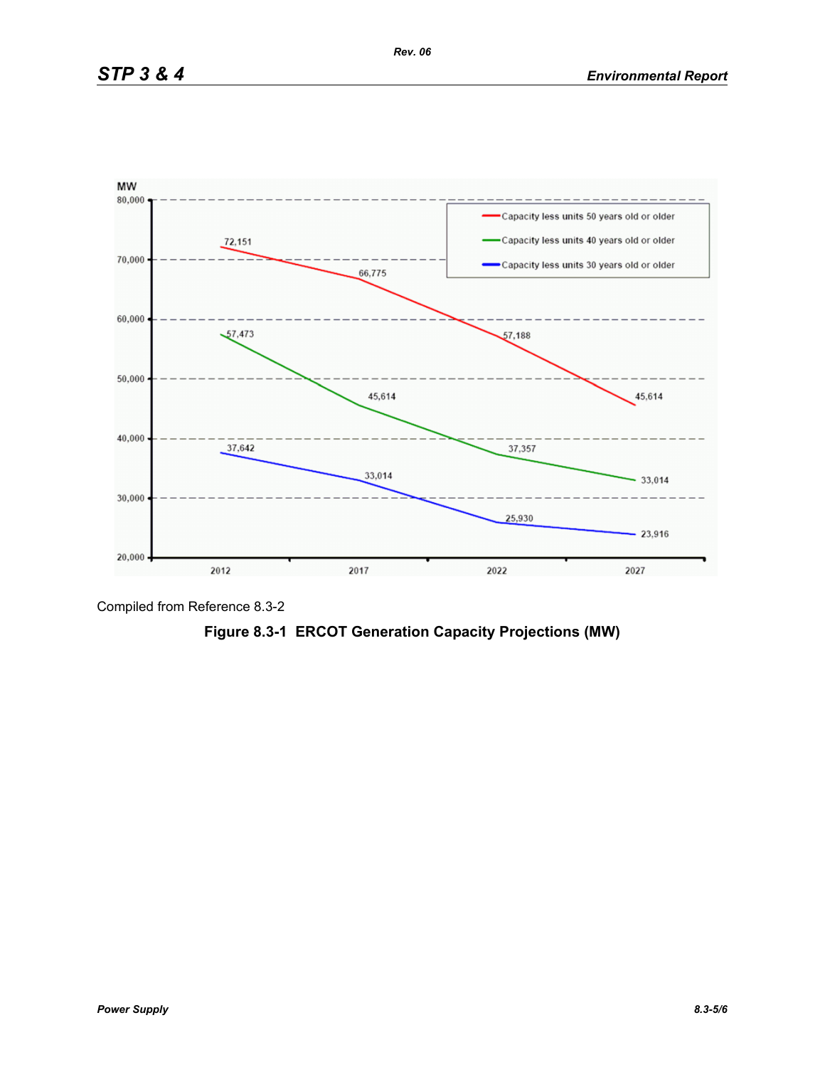MW

80,000

70,000

60,000

50,000

40,000

30,000

20,000

2012

2017

2022

2027

Capacity less units 50 years old or older

Capacity less units 40 years old or older

Capacity less units 30 years old or older

72,151

66,775

57,188

45,614

57,473

45,614

37,357

33,014

37,642

33,014

25,930

23,916

Compiled from Reference 8.3-2

**Figure 8.3-1 ERCOT Generation Capacity Projections (MW)**